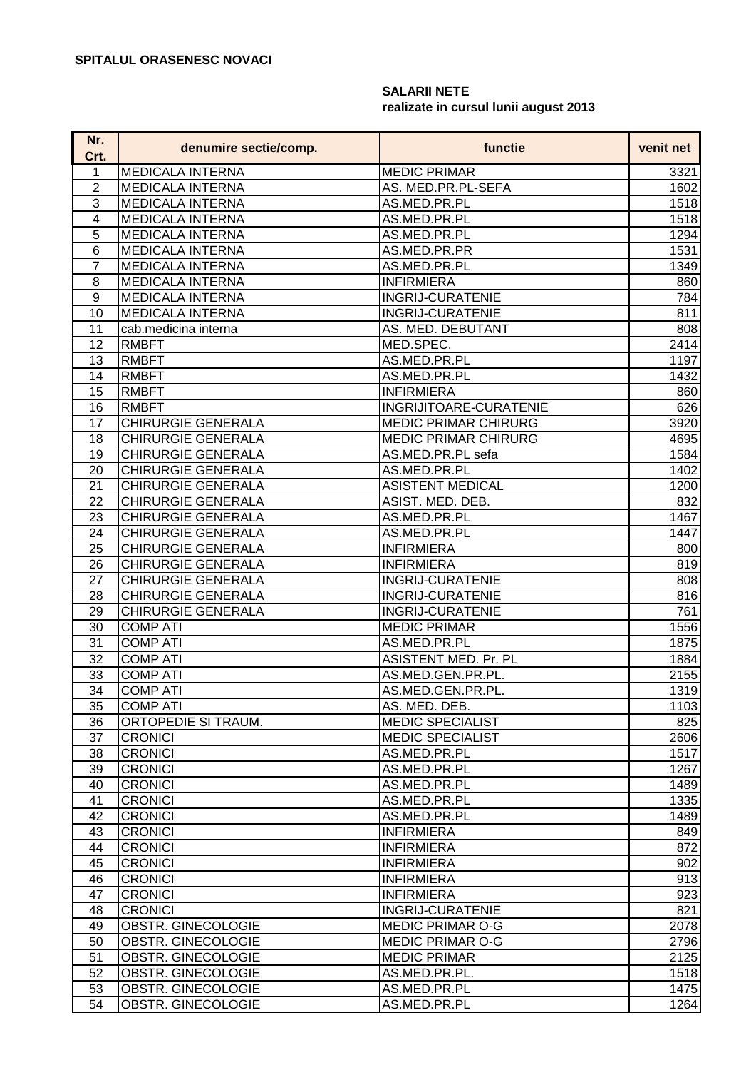**SPITALUL ORASENESC NOVACI**

**SALARII NETE**
**realizate in cursul lunii august 2013**

| Nr. Crt. | denumire sectie/comp. | functie | venit net |
|---|---|---|---|
| 1 | MEDICALA INTERNA | MEDIC PRIMAR | 3321 |
| 2 | MEDICALA INTERNA | AS. MED.PR.PL-SEFA | 1602 |
| 3 | MEDICALA INTERNA | AS.MED.PR.PL | 1518 |
| 4 | MEDICALA INTERNA | AS.MED.PR.PL | 1518 |
| 5 | MEDICALA INTERNA | AS.MED.PR.PL | 1294 |
| 6 | MEDICALA INTERNA | AS.MED.PR.PR | 1531 |
| 7 | MEDICALA INTERNA | AS.MED.PR.PL | 1349 |
| 8 | MEDICALA INTERNA | INFIRMIERA | 860 |
| 9 | MEDICALA INTERNA | INGRIJ-CURATENIE | 784 |
| 10 | MEDICALA INTERNA | INGRIJ-CURATENIE | 811 |
| 11 | cab.medicina interna | AS. MED. DEBUTANT | 808 |
| 12 | RMBFT | MED.SPEC. | 2414 |
| 13 | RMBFT | AS.MED.PR.PL | 1197 |
| 14 | RMBFT | AS.MED.PR.PL | 1432 |
| 15 | RMBFT | INFIRMIERA | 860 |
| 16 | RMBFT | INGRIJITOARE-CURATENIE | 626 |
| 17 | CHIRURGIE GENERALA | MEDIC PRIMAR CHIRURG | 3920 |
| 18 | CHIRURGIE GENERALA | MEDIC PRIMAR CHIRURG | 4695 |
| 19 | CHIRURGIE GENERALA | AS.MED.PR.PL sefa | 1584 |
| 20 | CHIRURGIE GENERALA | AS.MED.PR.PL | 1402 |
| 21 | CHIRURGIE GENERALA | ASISTENT MEDICAL | 1200 |
| 22 | CHIRURGIE GENERALA | ASIST. MED. DEB. | 832 |
| 23 | CHIRURGIE GENERALA | AS.MED.PR.PL | 1467 |
| 24 | CHIRURGIE GENERALA | AS.MED.PR.PL | 1447 |
| 25 | CHIRURGIE GENERALA | INFIRMIERA | 800 |
| 26 | CHIRURGIE GENERALA | INFIRMIERA | 819 |
| 27 | CHIRURGIE GENERALA | INGRIJ-CURATENIE | 808 |
| 28 | CHIRURGIE GENERALA | INGRIJ-CURATENIE | 816 |
| 29 | CHIRURGIE GENERALA | INGRIJ-CURATENIE | 761 |
| 30 | COMP ATI | MEDIC PRIMAR | 1556 |
| 31 | COMP ATI | AS.MED.PR.PL | 1875 |
| 32 | COMP ATI | ASISTENT MED. Pr. PL | 1884 |
| 33 | COMP ATI | AS.MED.GEN.PR.PL. | 2155 |
| 34 | COMP ATI | AS.MED.GEN.PR.PL. | 1319 |
| 35 | COMP ATI | AS. MED. DEB. | 1103 |
| 36 | ORTOPEDIE SI TRAUM. | MEDIC SPECIALIST | 825 |
| 37 | CRONICI | MEDIC SPECIALIST | 2606 |
| 38 | CRONICI | AS.MED.PR.PL | 1517 |
| 39 | CRONICI | AS.MED.PR.PL | 1267 |
| 40 | CRONICI | AS.MED.PR.PL | 1489 |
| 41 | CRONICI | AS.MED.PR.PL | 1335 |
| 42 | CRONICI | AS.MED.PR.PL | 1489 |
| 43 | CRONICI | INFIRMIERA | 849 |
| 44 | CRONICI | INFIRMIERA | 872 |
| 45 | CRONICI | INFIRMIERA | 902 |
| 46 | CRONICI | INFIRMIERA | 913 |
| 47 | CRONICI | INFIRMIERA | 923 |
| 48 | CRONICI | INGRIJ-CURATENIE | 821 |
| 49 | OBSTR. GINECOLOGIE | MEDIC PRIMAR O-G | 2078 |
| 50 | OBSTR. GINECOLOGIE | MEDIC PRIMAR O-G | 2796 |
| 51 | OBSTR. GINECOLOGIE | MEDIC PRIMAR | 2125 |
| 52 | OBSTR. GINECOLOGIE | AS.MED.PR.PL. | 1518 |
| 53 | OBSTR. GINECOLOGIE | AS.MED.PR.PL | 1475 |
| 54 | OBSTR. GINECOLOGIE | AS.MED.PR.PL | 1264 |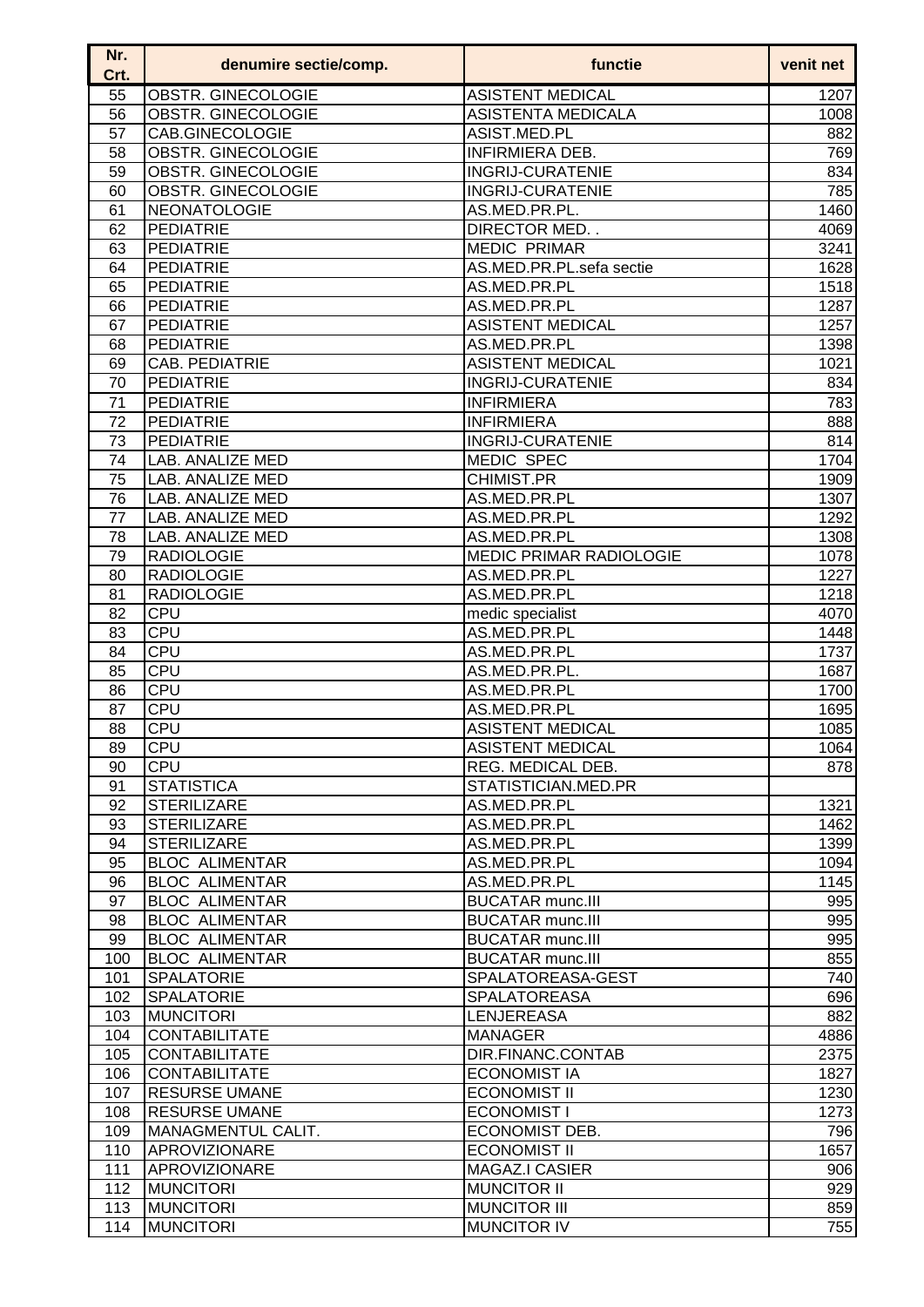| Nr. Crt. | denumire sectie/comp. | functie | venit net |
|---|---|---|---|
| 55 | OBSTR. GINECOLOGIE | ASISTENT MEDICAL | 1207 |
| 56 | OBSTR. GINECOLOGIE | ASISTENTA MEDICALA | 1008 |
| 57 | CAB.GINECOLOGIE | ASIST.MED.PL | 882 |
| 58 | OBSTR. GINECOLOGIE | INFIRMIERA DEB. | 769 |
| 59 | OBSTR. GINECOLOGIE | INGRIJ-CURATENIE | 834 |
| 60 | OBSTR. GINECOLOGIE | INGRIJ-CURATENIE | 785 |
| 61 | NEONATOLOGIE | AS.MED.PR.PL. | 1460 |
| 62 | PEDIATRIE | DIRECTOR MED. . | 4069 |
| 63 | PEDIATRIE | MEDIC PRIMAR | 3241 |
| 64 | PEDIATRIE | AS.MED.PR.PL.sefa sectie | 1628 |
| 65 | PEDIATRIE | AS.MED.PR.PL | 1518 |
| 66 | PEDIATRIE | AS.MED.PR.PL | 1287 |
| 67 | PEDIATRIE | ASISTENT MEDICAL | 1257 |
| 68 | PEDIATRIE | AS.MED.PR.PL | 1398 |
| 69 | CAB. PEDIATRIE | ASISTENT MEDICAL | 1021 |
| 70 | PEDIATRIE | INGRIJ-CURATENIE | 834 |
| 71 | PEDIATRIE | INFIRMIERA | 783 |
| 72 | PEDIATRIE | INFIRMIERA | 888 |
| 73 | PEDIATRIE | INGRIJ-CURATENIE | 814 |
| 74 | LAB. ANALIZE MED | MEDIC SPEC | 1704 |
| 75 | LAB. ANALIZE MED | CHIMIST.PR | 1909 |
| 76 | LAB. ANALIZE MED | AS.MED.PR.PL | 1307 |
| 77 | LAB. ANALIZE MED | AS.MED.PR.PL | 1292 |
| 78 | LAB. ANALIZE MED | AS.MED.PR.PL | 1308 |
| 79 | RADIOLOGIE | MEDIC PRIMAR RADIOLOGIE | 1078 |
| 80 | RADIOLOGIE | AS.MED.PR.PL | 1227 |
| 81 | RADIOLOGIE | AS.MED.PR.PL | 1218 |
| 82 | CPU | medic specialist | 4070 |
| 83 | CPU | AS.MED.PR.PL | 1448 |
| 84 | CPU | AS.MED.PR.PL | 1737 |
| 85 | CPU | AS.MED.PR.PL. | 1687 |
| 86 | CPU | AS.MED.PR.PL | 1700 |
| 87 | CPU | AS.MED.PR.PL | 1695 |
| 88 | CPU | ASISTENT MEDICAL | 1085 |
| 89 | CPU | ASISTENT MEDICAL | 1064 |
| 90 | CPU | REG. MEDICAL DEB. | 878 |
| 91 | STATISTICA | STATISTICIAN.MED.PR | |
| 92 | STERILIZARE | AS.MED.PR.PL | 1321 |
| 93 | STERILIZARE | AS.MED.PR.PL | 1462 |
| 94 | STERILIZARE | AS.MED.PR.PL | 1399 |
| 95 | BLOC ALIMENTAR | AS.MED.PR.PL | 1094 |
| 96 | BLOC ALIMENTAR | AS.MED.PR.PL | 1145 |
| 97 | BLOC ALIMENTAR | BUCATAR munc.III | 995 |
| 98 | BLOC ALIMENTAR | BUCATAR munc.III | 995 |
| 99 | BLOC ALIMENTAR | BUCATAR munc.III | 995 |
| 100 | BLOC ALIMENTAR | BUCATAR munc.III | 855 |
| 101 | SPALATORIE | SPALATOREASA-GEST | 740 |
| 102 | SPALATORIE | SPALATOREASA | 696 |
| 103 | MUNCITORI | LENJEREASA | 882 |
| 104 | CONTABILITATE | MANAGER | 4886 |
| 105 | CONTABILITATE | DIR.FINANC.CONTAB | 2375 |
| 106 | CONTABILITATE | ECONOMIST IA | 1827 |
| 107 | RESURSE UMANE | ECONOMIST II | 1230 |
| 108 | RESURSE UMANE | ECONOMIST I | 1273 |
| 109 | MANAGMENTUL CALIT. | ECONOMIST DEB. | 796 |
| 110 | APROVIZIONARE | ECONOMIST II | 1657 |
| 111 | APROVIZIONARE | MAGAZ.I CASIER | 906 |
| 112 | MUNCITORI | MUNCITOR II | 929 |
| 113 | MUNCITORI | MUNCITOR III | 859 |
| 114 | MUNCITORI | MUNCITOR IV | 755 |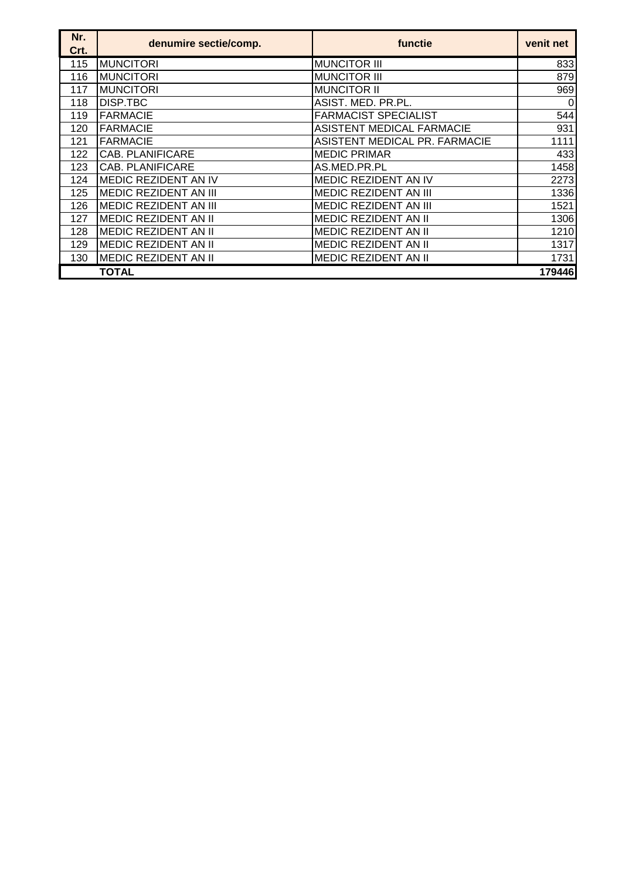| Nr. Crt. | denumire sectie/comp. | functie | venit net |
|---|---|---|---|
| 115 | MUNCITORI | MUNCITOR III | 833 |
| 116 | MUNCITORI | MUNCITOR III | 879 |
| 117 | MUNCITORI | MUNCITOR II | 969 |
| 118 | DISP.TBC | ASIST. MED. PR.PL. | 0 |
| 119 | FARMACIE | FARMACIST SPECIALIST | 544 |
| 120 | FARMACIE | ASISTENT MEDICAL FARMACIE | 931 |
| 121 | FARMACIE | ASISTENT MEDICAL PR. FARMACIE | 1111 |
| 122 | CAB. PLANIFICARE | MEDIC PRIMAR | 433 |
| 123 | CAB. PLANIFICARE | AS.MED.PR.PL | 1458 |
| 124 | MEDIC REZIDENT AN IV | MEDIC REZIDENT AN IV | 2273 |
| 125 | MEDIC REZIDENT AN III | MEDIC REZIDENT AN III | 1336 |
| 126 | MEDIC REZIDENT AN III | MEDIC REZIDENT AN III | 1521 |
| 127 | MEDIC REZIDENT AN II | MEDIC REZIDENT AN II | 1306 |
| 128 | MEDIC REZIDENT AN II | MEDIC REZIDENT AN II | 1210 |
| 129 | MEDIC REZIDENT AN II | MEDIC REZIDENT AN II | 1317 |
| 130 | MEDIC REZIDENT AN II | MEDIC REZIDENT AN II | 1731 |
| | **TOTAL** | | **179446** |